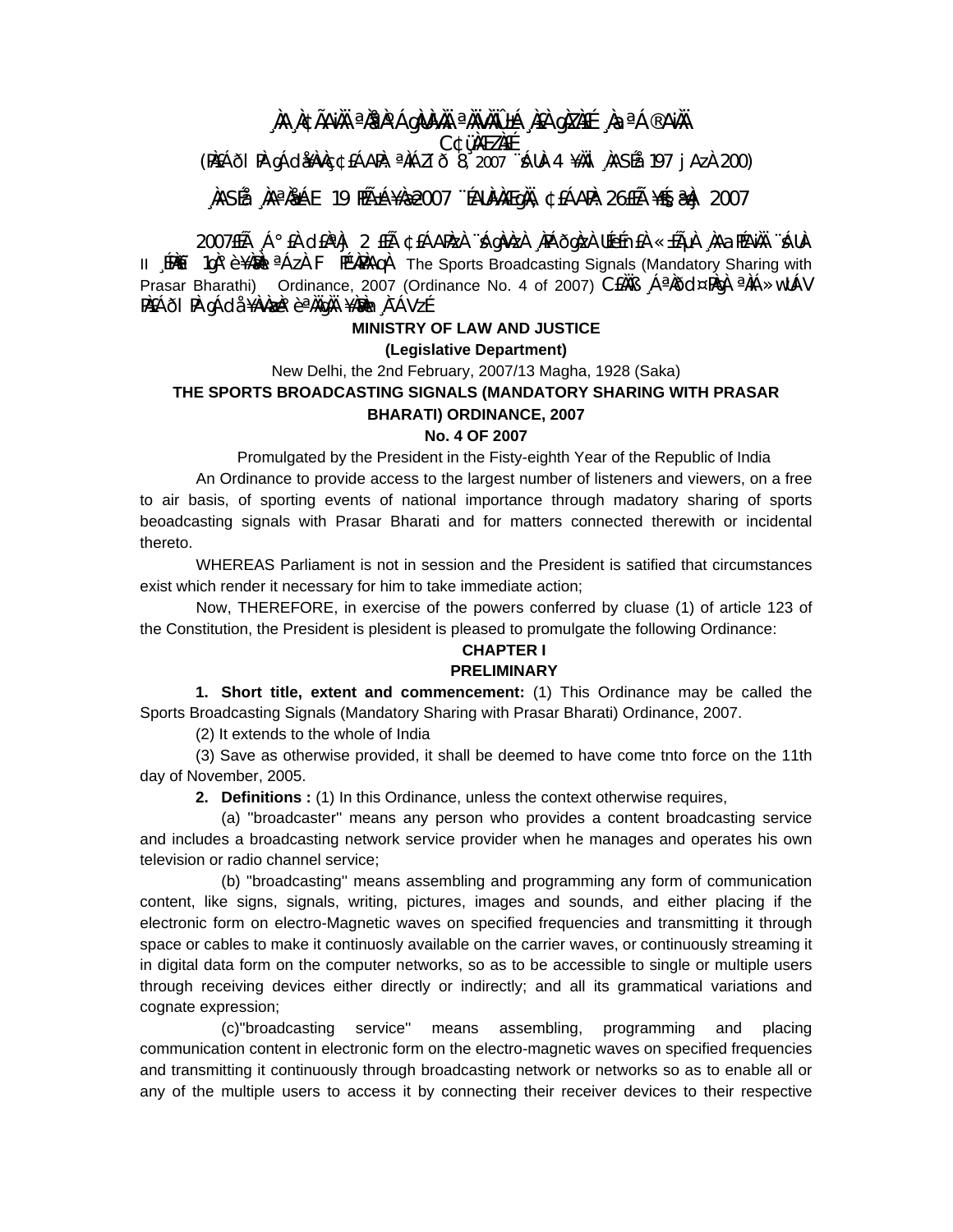¸ÀA¸À¢ÃAiÀÄ ªÀåªÀºÁgÀUÀ¼ÀÄ ªÀÄvÀÄÛ ±Á¸À£À gÀZÀ£É ¸ÀaªÁ®AiÀÄ

C¢ü¸ÀÆZÀ£É

(PÀ£ÁðlPÀ gÁdå¥ÀvÀæ ¢£ÁAPÀ: ªÀiÁZïð 8, 2007 ¨sÁUÀ 4 ¥ÀÄl ¸ÀASÉå 197 jAzÀ 200)

¸ÀASÉå ¸ÀAªÀå±ÁE 19 PÉñÁ¥Àæ 2007 ¨ÉAUÀ¼ÀÆgÀÄ, ¢£ÁAPÀ 26£Éà ¥sɧæªÀj 2007

2007£Éà ¸Á°£À d£ÀªÀj 2 £Éà ¢£ÁAPÀzÀ ¨sÁgÀvÀzÀ ¸ÀPÁðgÀzÀ UÉeÉmï£À «±ÉõÀ ¸ÀAaPÉAiÀÄ ¨sÁUÀ II ¸ÉPÀë£ï 1gÀ°è ¥ÀæPÀlªÁzÀ F PɼÀPÀAqÀ The Sports Broadcasting Signals (Mandatory Sharing with Prasar Bharathi) Ordinance, 2007 (Ordinance No. 4 of 2007) C£ÀÄß ¸ÁªÀðd¤PÀgÀ ªÀiÁ»wUÁV PÀ£ÁðlPÀ gÁdå¥ÀvÀæzÀ°è ªÀÄgÀÄ ¥ÀæPÀn¸À¯ÁVzÉ

**MINISTRY OF LAW AND JUSTICE**

**(Legislative Department)**

New Delhi, the 2nd February, 2007/13 Magha, 1928 (Saka)

**THE SPORTS BROADCASTING SIGNALS (MANDATORY SHARING WITH PRASAR BHARATI) ORDINANCE, 2007**

**No. 4 OF 2007**

Promulgated by the President in the Fisty-eighth Year of the Republic of India

An Ordinance to provide access to the largest number of listeners and viewers, on a free to air basis, of sporting events of national importance through madatory sharing of sports beoadcasting signals with Prasar Bharati and for matters connected therewith or incidental thereto.

WHEREAS Parliament is not in session and the President is satified that circumstances exist which render it necessary for him to take immediate action;

Now, THEREFORE, in exercise of the powers conferred by cluase (1) of article 123 of the Constitution, the President is plesident is pleased to promulgate the following Ordinance:

**CHAPTER I**

**PRELIMINARY**

**1. Short title, extent and commencement:** (1) This Ordinance may be called the Sports Broadcasting Signals (Mandatory Sharing with Prasar Bharati) Ordinance, 2007.

(2) It extends to the whole of India

(3) Save as otherwise provided, it shall be deemed to have come tnto force on the 11th day of November, 2005.

**2. Definitions :** (1) In this Ordinance, unless the context otherwise requires,

(a) "broadcaster" means any person who provides a content broadcasting service and includes a broadcasting network service provider when he manages and operates his own television or radio channel service;

(b) "broadcasting" means assembling and programming any form of communication content, like signs, signals, writing, pictures, images and sounds, and either placing if the electronic form on electro-Magnetic waves on specified frequencies and transmitting it through space or cables to make it continuosly available on the carrier waves, or continuously streaming it in digital data form on the computer networks, so as to be accessible to single or multiple users through receiving devices either directly or indirectly; and all its grammatical variations and cognate expression;

(c)"broadcasting service" means assembling, programming and placing communication content in electronic form on the electro-magnetic waves on specified frequencies and transmitting it continuously through broadcasting network or networks so as to enable all or any of the multiple users to access it by connecting their receiver devices to their respective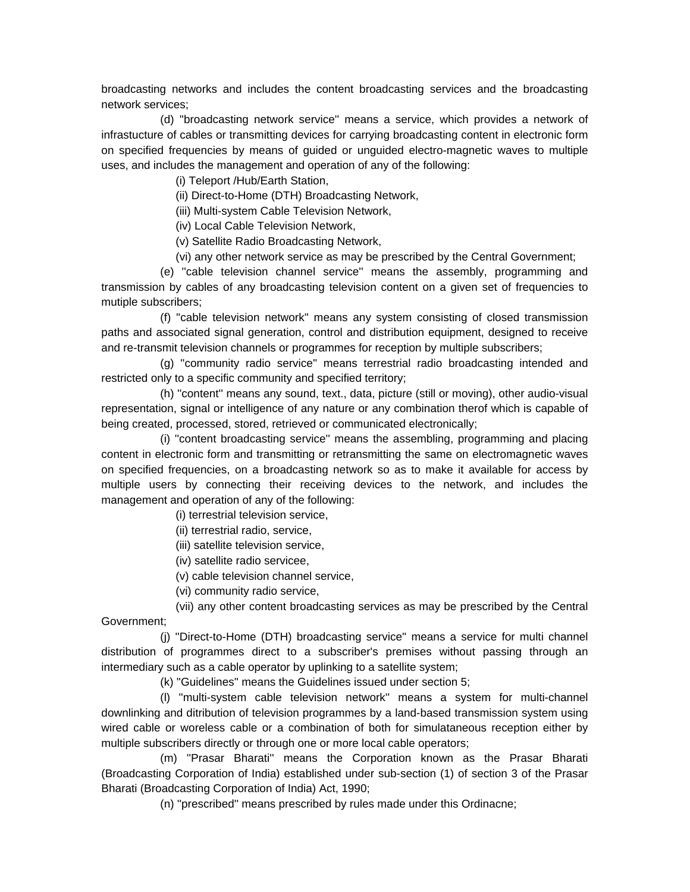broadcasting networks and includes the content broadcasting services and the broadcasting network services;

(d) "broadcasting network service" means a service, which provides a network of infrastucture of cables or transmitting devices for carrying broadcasting content in electronic form on specified frequencies by means of guided or unguided electro-magnetic waves to multiple uses, and includes the management and operation of any of the following:

(i) Teleport /Hub/Earth Station,

(ii) Direct-to-Home (DTH) Broadcasting Network,

(iii) Multi-system Cable Television Network,

(iv) Local Cable Television Network,

(v) Satellite Radio Broadcasting Network,

(vi) any other network service as may be prescribed by the Central Government;

(e) "cable television channel service" means the assembly, programming and transmission by cables of any broadcasting television content on a given set of frequencies to mutiple subscribers;

(f) "cable television network" means any system consisting of closed transmission paths and associated signal generation, control and distribution equipment, designed to receive and re-transmit television channels or programmes for reception by multiple subscribers;

(g) "community radio service" means terrestrial radio broadcasting intended and restricted only to a specific community and specified territory;

(h) "content" means any sound, text., data, picture (still or moving), other audio-visual representation, signal or intelligence of any nature or any combination therof which is capable of being created, processed, stored, retrieved or communicated electronically;

(i) "content broadcasting service" means the assembling, programming and placing content in electronic form and transmitting or retransmitting the same on electromagnetic waves on specified frequencies, on a broadcasting network so as to make it available for access by multiple users by connecting their receiving devices to the network, and includes the management and operation of any of the following:

(i) terrestrial television service,

(ii) terrestrial radio, service,

(iii) satellite television service,

(iv) satellite radio servicee,

(v) cable television channel service,

(vi) community radio service,

(vii) any other content broadcasting services as may be prescribed by the Central Government;

(j) "Direct-to-Home (DTH) broadcasting service" means a service for multi channel distribution of programmes direct to a subscriber's premises without passing through an intermediary such as a cable operator by uplinking to a satellite system;

(k) "Guidelines" means the Guidelines issued under section 5;

(l) "multi-system cable television network" means a system for multi-channel downlinking and ditribution of television programmes by a land-based transmission system using wired cable or woreless cable or a combination of both for simulataneous reception either by multiple subscribers directly or through one or more local cable operators;

(m) "Prasar Bharati" means the Corporation known as the Prasar Bharati (Broadcasting Corporation of India) established under sub-section (1) of section 3 of the Prasar Bharati (Broadcasting Corporation of India) Act, 1990;

(n) "prescribed" means prescribed by rules made under this Ordinacne;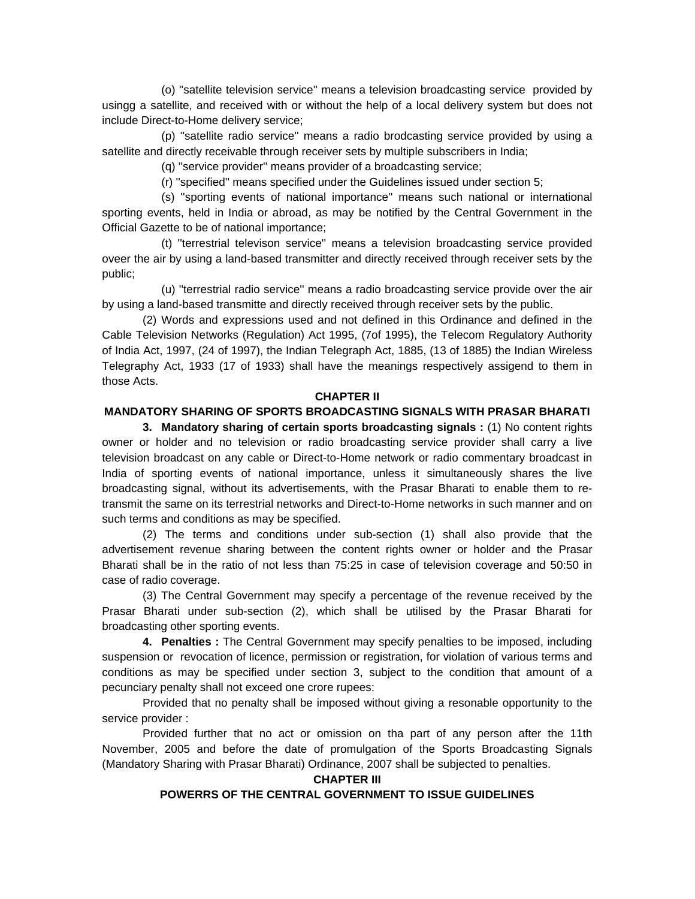(o) "satellite television service" means a television broadcasting service provided by usingg a satellite, and received with or without the help of a local delivery system but does not include Direct-to-Home delivery service;

(p) "satellite radio service" means a radio brodcasting service provided by using a satellite and directly receivable through receiver sets by multiple subscribers in India;

(q) "service provider" means provider of a broadcasting service;

(r) "specified" means specified under the Guidelines issued under section 5;

(s) "sporting events of national importance" means such national or international sporting events, held in India or abroad, as may be notified by the Central Government in the Official Gazette to be of national importance;

(t) "terrestrial televison service" means a television broadcasting service provided oveer the air by using a land-based transmitter and directly received through receiver sets by the public;

(u) "terrestrial radio service" means a radio broadcasting service provide over the air by using a land-based transmitte and directly received through receiver sets by the public.

(2) Words and expressions used and not defined in this Ordinance and defined in the Cable Television Networks (Regulation) Act 1995, (7of 1995), the Telecom Regulatory Authority of India Act, 1997, (24 of 1997), the Indian Telegraph Act, 1885, (13 of 1885) the Indian Wireless Telegraphy Act, 1933 (17 of 1933) shall have the meanings respectively assigend to them in those Acts.

## CHAPTER II

## MANDATORY SHARING OF SPORTS BROADCASTING SIGNALS WITH PRASAR BHARATI

**3. Mandatory sharing of certain sports broadcasting signals :** (1) No content rights owner or holder and no television or radio broadcasting service provider shall carry a live television broadcast on any cable or Direct-to-Home network or radio commentary broadcast in India of sporting events of national importance, unless it simultaneously shares the live broadcasting signal, without its advertisements, with the Prasar Bharati to enable them to re-transmit the same on its terrestrial networks and Direct-to-Home networks in such manner and on such terms and conditions as may be specified.

(2) The terms and conditions under sub-section (1) shall also provide that the advertisement revenue sharing between the content rights owner or holder and the Prasar Bharati shall be in the ratio of not less than 75:25 in case of television coverage and 50:50 in case of radio coverage.

(3) The Central Government may specify a percentage of the revenue received by the Prasar Bharati under sub-section (2), which shall be utilised by the Prasar Bharati for broadcasting other sporting events.

**4. Penalties :** The Central Government may specify penalties to be imposed, including suspension or revocation of licence, permission or registration, for violation of various terms and conditions as may be specified under section 3, subject to the condition that amount of a pecunciary penalty shall not exceed one crore rupees:

Provided that no penalty shall be imposed without giving a resonable opportunity to the service provider :

Provided further that no act or omission on tha part of any person after the 11th November, 2005 and before the date of promulgation of the Sports Broadcasting Signals (Mandatory Sharing with Prasar Bharati) Ordinance, 2007 shall be subjected to penalties.

## CHAPTER III

## POWERRS OF THE CENTRAL GOVERNMENT TO ISSUE GUIDELINES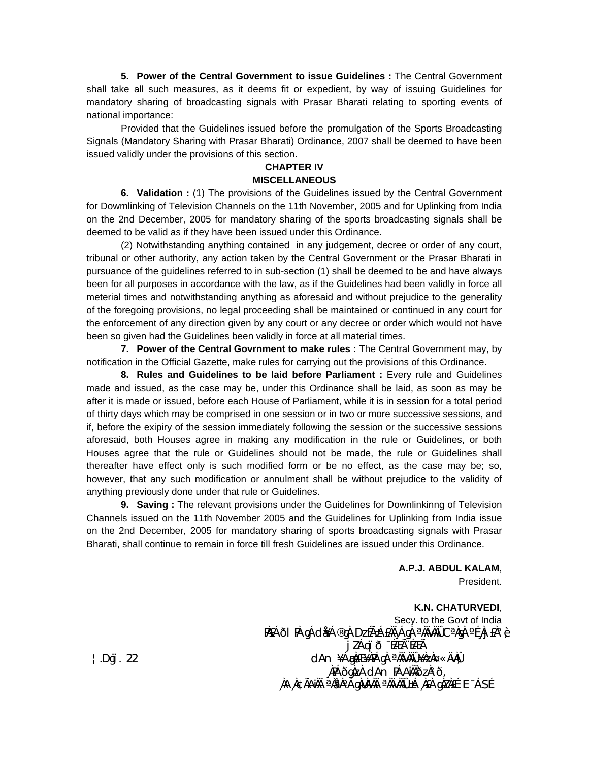**5. Power of the Central Government to issue Guidelines :** The Central Government shall take all such measures, as it deems fit or expedient, by way of issuing Guidelines for mandatory sharing of broadcasting signals with Prasar Bharati relating to sporting events of national importance:

Provided that the Guidelines issued before the promulgation of the Sports Broadcasting Signals (Mandatory Sharing with Prasar Bharati) Ordinance, 2007 shall be deemed to have been issued validly under the provisions of this section.

## CHAPTER IV

## MISCELLANEOUS

**6. Validation :** (1) The provisions of the Guidelines issued by the Central Government for Dowmlinking of Television Channels on the 11th November, 2005 and for Uplinking from India on the 2nd December, 2005 for mandatory sharing of the sports broadcasting signals shall be deemed to be valid as if they have been issued under this Ordinance.

(2) Notwithstanding anything contained in any judgement, decree or order of any court, tribunal or other authority, any action taken by the Central Government or the Prasar Bharati in pursuance of the guidelines referred to in sub-section (1) shall be deemed to be and have always been for all purposes in accordance with the law, as if the Guidelines had been validly in force all meterial times and notwithstanding anything as aforesaid and without prejudice to the generality of the foregoing provisions, no legal proceeding shall be maintained or continued in any court for the enforcement of any direction given by any court or any decree or order which would not have been so given had the Guidelines been validly in force at all material times.

**7. Power of the Central Govrnment to make rules :** The Central Government may, by notification in the Official Gazette, make rules for carrying out the provisions of this Ordinance.

**8. Rules and Guidelines to be laid before Parliament :** Every rule and Guidelines made and issued, as the case may be, under this Ordinance shall be laid, as soon as may be after it is made or issued, before each House of Parliament, while it is in session for a total period of thirty days which may be comprised in one session or in two or more successive sessions, and if, before the exipiry of the session immediately following the session or the successive sessions aforesaid, both Houses agree in making any modification in the rule or Guidelines, or both Houses agree that the rule or Guidelines should not be made, the rule or Guidelines shall thereafter have effect only is such modified form or be no effect, as the case may be; so, however, that any such modification or annulment shall be without prejudice to the validity of anything previously done under that rule or Guidelines.

**9. Saving :** The relevant provisions under the Guidelines for Downlinkinng of Television Channels issued on the 11th November 2005 and the Guidelines for Uplinking from India issue on the 2nd December, 2005 for mandatory sharing of sports broadcasting signals with Prasar Bharati, shall continue to remain in force till fresh Guidelines are issued under this Ordinance.

**A.P.J. ABDUL KALAM**,
President.

**K.N. CHATURVEDI**,
Secy. to the Govt of India